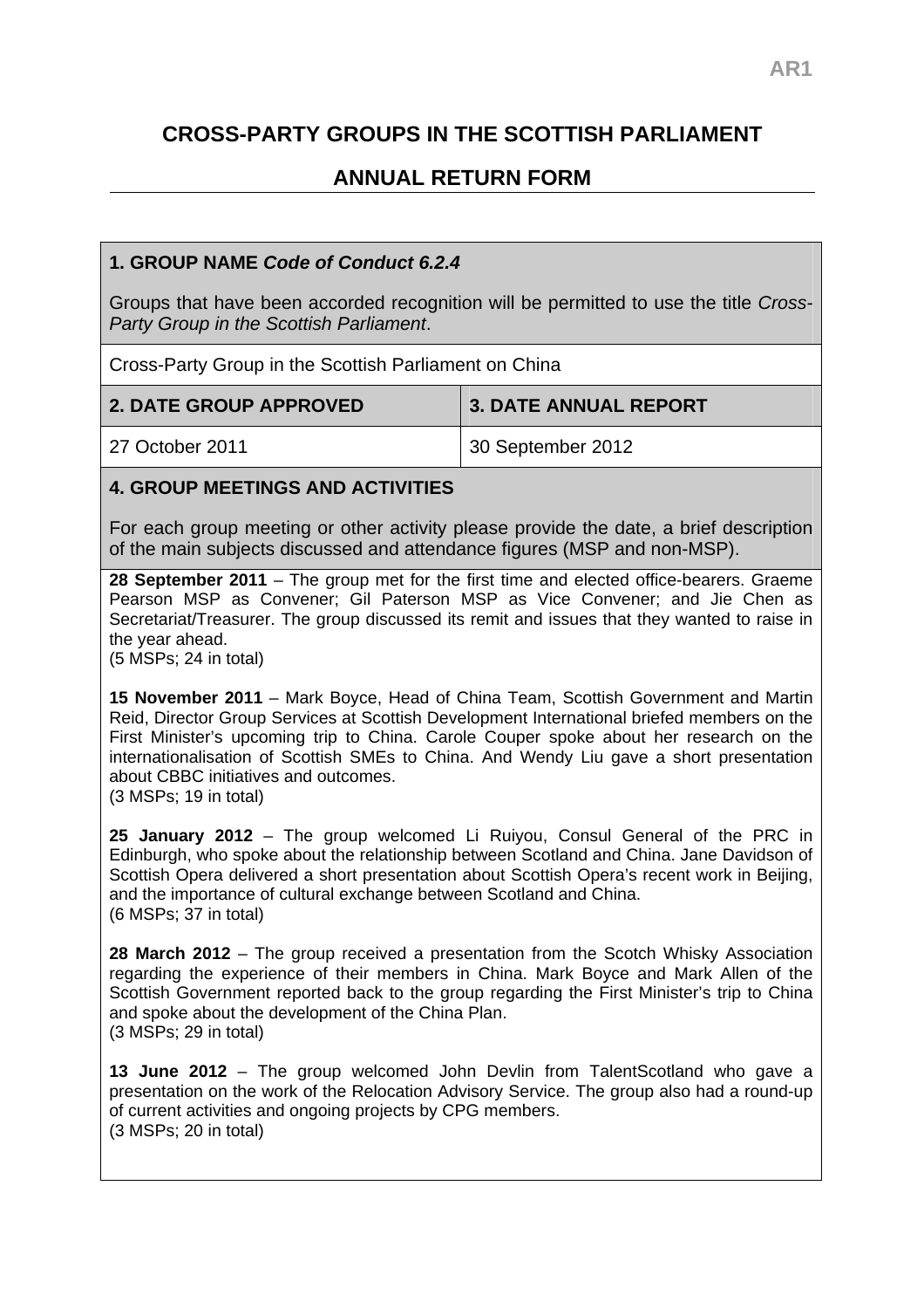AR1

# CROSS-PARTY GROUPS IN THE SCOTTISH PARLIAMENT

## ANNUAL RETURN FORM

### 1. GROUP NAME *Code of Conduct 6.2.4*

Groups that have been accorded recognition will be permitted to use the title *Cross-Party Group in the Scottish Parliament*.

Cross-Party Group in the Scottish Parliament on China

| 2. DATE GROUP APPROVED | 3. DATE ANNUAL REPORT |
|---|---|
| 27 October 2011 | 30 September 2012 |

### 4. GROUP MEETINGS AND ACTIVITIES

For each group meeting or other activity please provide the date, a brief description of the main subjects discussed and attendance figures (MSP and non-MSP).

**28 September 2011** – The group met for the first time and elected office-bearers. Graeme Pearson MSP as Convener; Gil Paterson MSP as Vice Convener; and Jie Chen as Secretariat/Treasurer. The group discussed its remit and issues that they wanted to raise in the year ahead.
(5 MSPs; 24 in total)

**15 November 2011** – Mark Boyce, Head of China Team, Scottish Government and Martin Reid, Director Group Services at Scottish Development International briefed members on the First Minister's upcoming trip to China. Carole Couper spoke about her research on the internationalisation of Scottish SMEs to China. And Wendy Liu gave a short presentation about CBBC initiatives and outcomes.
(3 MSPs; 19 in total)

**25 January 2012** – The group welcomed Li Ruiyou, Consul General of the PRC in Edinburgh, who spoke about the relationship between Scotland and China. Jane Davidson of Scottish Opera delivered a short presentation about Scottish Opera's recent work in Beijing, and the importance of cultural exchange between Scotland and China.
(6 MSPs; 37 in total)

**28 March 2012** – The group received a presentation from the Scotch Whisky Association regarding the experience of their members in China. Mark Boyce and Mark Allen of the Scottish Government reported back to the group regarding the First Minister's trip to China and spoke about the development of the China Plan.
(3 MSPs; 29 in total)

**13 June 2012** – The group welcomed John Devlin from TalentScotland who gave a presentation on the work of the Relocation Advisory Service. The group also had a round-up of current activities and ongoing projects by CPG members.
(3 MSPs; 20 in total)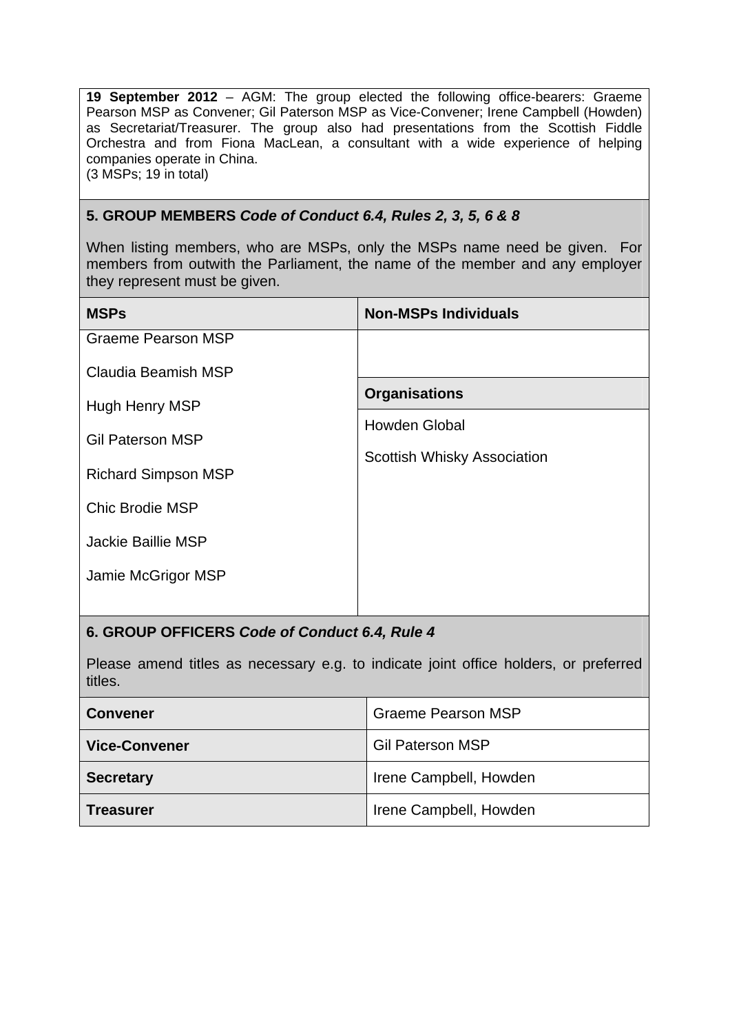**19 September 2012** – AGM: The group elected the following office-bearers: Graeme Pearson MSP as Convener; Gil Paterson MSP as Vice-Convener; Irene Campbell (Howden) as Secretariat/Treasurer. The group also had presentations from the Scottish Fiddle Orchestra and from Fiona MacLean, a consultant with a wide experience of helping companies operate in China.
(3 MSPs; 19 in total)

## 5. GROUP MEMBERS *Code of Conduct 6.4, Rules 2, 3, 5, 6 & 8*

When listing members, who are MSPs, only the MSPs name need be given. For members from outwith the Parliament, the name of the member and any employer they represent must be given.

| MSPs | Non-MSPs Individuals |
|---|---|
| Graeme Pearson MSP | |
| Claudia Beamish MSP | **Organisations** |
| Hugh Henry MSP | Howden Global |
| Gil Paterson MSP | Scottish Whisky Association |
| Richard Simpson MSP | |
| Chic Brodie MSP | |
| Jackie Baillie MSP | |
| Jamie McGrigor MSP | |

## 6. GROUP OFFICERS *Code of Conduct 6.4, Rule 4*

Please amend titles as necessary e.g. to indicate joint office holders, or preferred titles.

| | |
|---|---|
| **Convener** | Graeme Pearson MSP |
| **Vice-Convener** | Gil Paterson MSP |
| **Secretary** | Irene Campbell, Howden |
| **Treasurer** | Irene Campbell, Howden |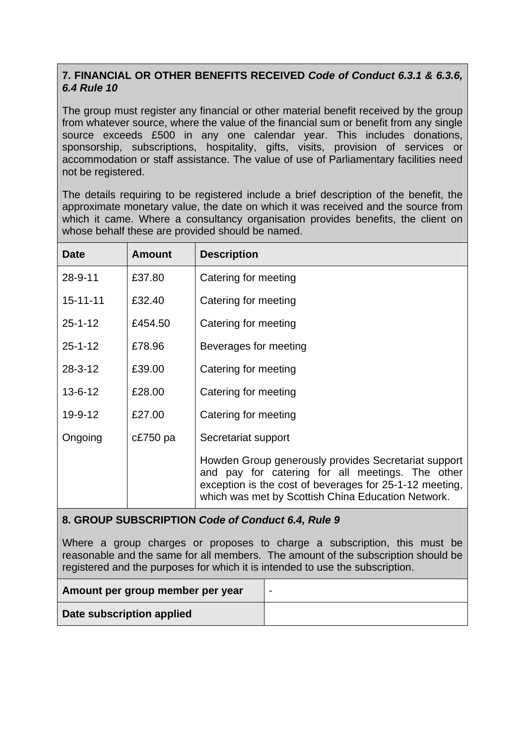## 7. FINANCIAL OR OTHER BENEFITS RECEIVED *Code of Conduct 6.3.1 & 6.3.6, 6.4 Rule 10*

The group must register any financial or other material benefit received by the group from whatever source, where the value of the financial sum or benefit from any single source exceeds £500 in any one calendar year. This includes donations, sponsorship, subscriptions, hospitality, gifts, visits, provision of services or accommodation or staff assistance. The value of use of Parliamentary facilities need not be registered.

The details requiring to be registered include a brief description of the benefit, the approximate monetary value, the date on which it was received and the source from which it came. Where a consultancy organisation provides benefits, the client on whose behalf these are provided should be named.

| Date | Amount | Description |
|---|---|---|
| 28-9-11 | £37.80 | Catering for meeting |
| 15-11-11 | £32.40 | Catering for meeting |
| 25-1-12 | £454.50 | Catering for meeting |
| 25-1-12 | £78.96 | Beverages for meeting |
| 28-3-12 | £39.00 | Catering for meeting |
| 13-6-12 | £28.00 | Catering for meeting |
| 19-9-12 | £27.00 | Catering for meeting |
| Ongoing | c£750 pa | Secretariat support |
| | | Howden Group generously provides Secretariat support and pay for catering for all meetings. The other exception is the cost of beverages for 25-1-12 meeting, which was met by Scottish China Education Network. |

## 8. GROUP SUBSCRIPTION *Code of Conduct 6.4, Rule 9*

Where a group charges or proposes to charge a subscription, this must be reasonable and the same for all members. The amount of the subscription should be registered and the purposes for which it is intended to use the subscription.

| Amount per group member per year | - |
|---|---|
| Date subscription applied | |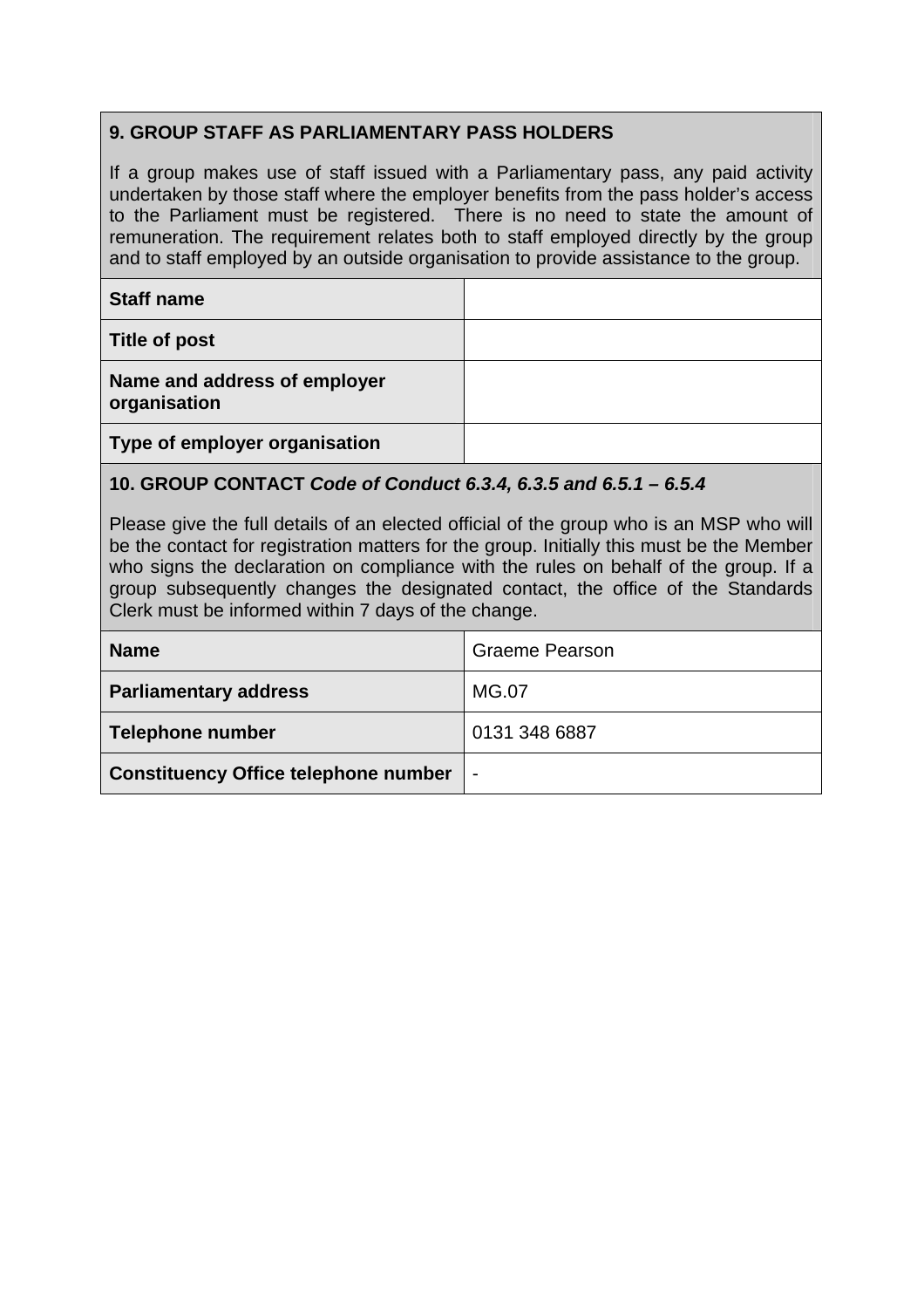## 9. GROUP STAFF AS PARLIAMENTARY PASS HOLDERS

If a group makes use of staff issued with a Parliamentary pass, any paid activity undertaken by those staff where the employer benefits from the pass holder's access to the Parliament must be registered. There is no need to state the amount of remuneration. The requirement relates both to staff employed directly by the group and to staff employed by an outside organisation to provide assistance to the group.

| | |
|---|---|
| **Staff name** | |
| **Title of post** | |
| **Name and address of employer organisation** | |
| **Type of employer organisation** | |

## 10. GROUP CONTACT *Code of Conduct 6.3.4, 6.3.5 and 6.5.1 – 6.5.4*

Please give the full details of an elected official of the group who is an MSP who will be the contact for registration matters for the group. Initially this must be the Member who signs the declaration on compliance with the rules on behalf of the group. If a group subsequently changes the designated contact, the office of the Standards Clerk must be informed within 7 days of the change.

| | |
|---|---|
| **Name** | Graeme Pearson |
| **Parliamentary address** | MG.07 |
| **Telephone number** | 0131 348 6887 |
| **Constituency Office telephone number** | - |